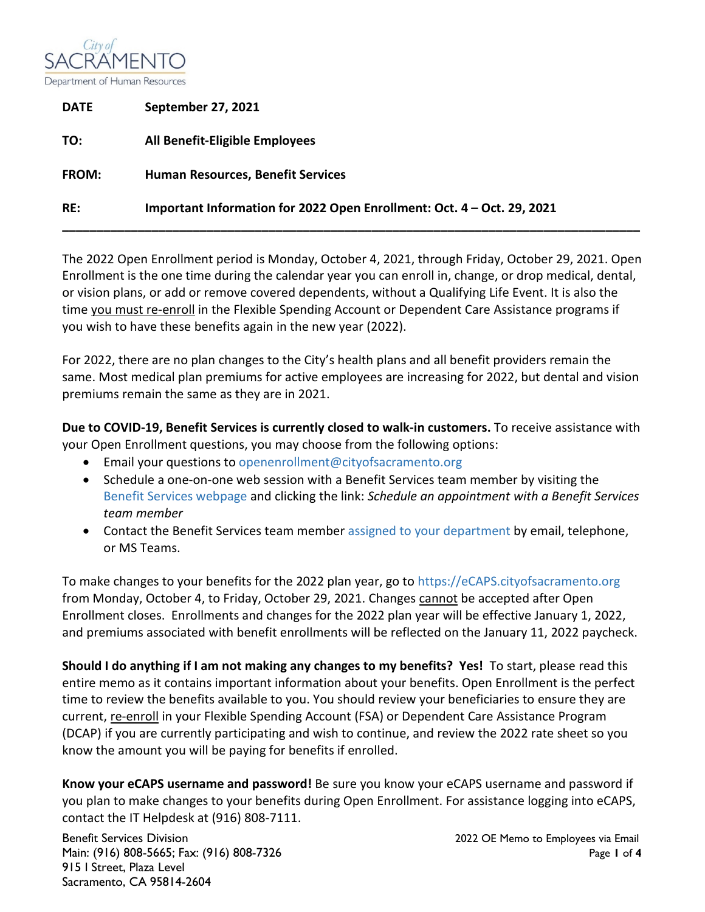City of SACRAMENTO
Department of Human Resources

**DATE** **September 27, 2021**

**TO:** **All Benefit-Eligible Employees**

**FROM:** **Human Resources, Benefit Services**

**RE:** **Important Information for 2022 Open Enrollment: Oct. 4 – Oct. 29, 2021**

---

The 2022 Open Enrollment period is Monday, October 4, 2021, through Friday, October 29, 2021. Open Enrollment is the one time during the calendar year you can enroll in, change, or drop medical, dental, or vision plans, or add or remove covered dependents, without a Qualifying Life Event. It is also the time you must re-enroll in the Flexible Spending Account or Dependent Care Assistance programs if you wish to have these benefits again in the new year (2022).

For 2022, there are no plan changes to the City's health plans and all benefit providers remain the same. Most medical plan premiums for active employees are increasing for 2022, but dental and vision premiums remain the same as they are in 2021.

**Due to COVID-19, Benefit Services is currently closed to walk-in customers.** To receive assistance with your Open Enrollment questions, you may choose from the following options:

- Email your questions to openenrollment@cityofsacramento.org
- Schedule a one-on-one web session with a Benefit Services team member by visiting the Benefit Services webpage and clicking the link: *Schedule an appointment with a Benefit Services team member*
- Contact the Benefit Services team member assigned to your department by email, telephone, or MS Teams.

To make changes to your benefits for the 2022 plan year, go to https://eCAPS.cityofsacramento.org from Monday, October 4, to Friday, October 29, 2021. Changes cannot be accepted after Open Enrollment closes. Enrollments and changes for the 2022 plan year will be effective January 1, 2022, and premiums associated with benefit enrollments will be reflected on the January 11, 2022 paycheck.

**Should I do anything if I am not making any changes to my benefits? Yes!** To start, please read this entire memo as it contains important information about your benefits. Open Enrollment is the perfect time to review the benefits available to you. You should review your beneficiaries to ensure they are current, re-enroll in your Flexible Spending Account (FSA) or Dependent Care Assistance Program (DCAP) if you are currently participating and wish to continue, and review the 2022 rate sheet so you know the amount you will be paying for benefits if enrolled.

**Know your eCAPS username and password!** Be sure you know your eCAPS username and password if you plan to make changes to your benefits during Open Enrollment. For assistance logging into eCAPS, contact the IT Helpdesk at (916) 808-7111.

Benefit Services Division
Main: (916) 808-5665; Fax: (916) 808-7326
915 I Street, Plaza Level
Sacramento, CA 95814-2604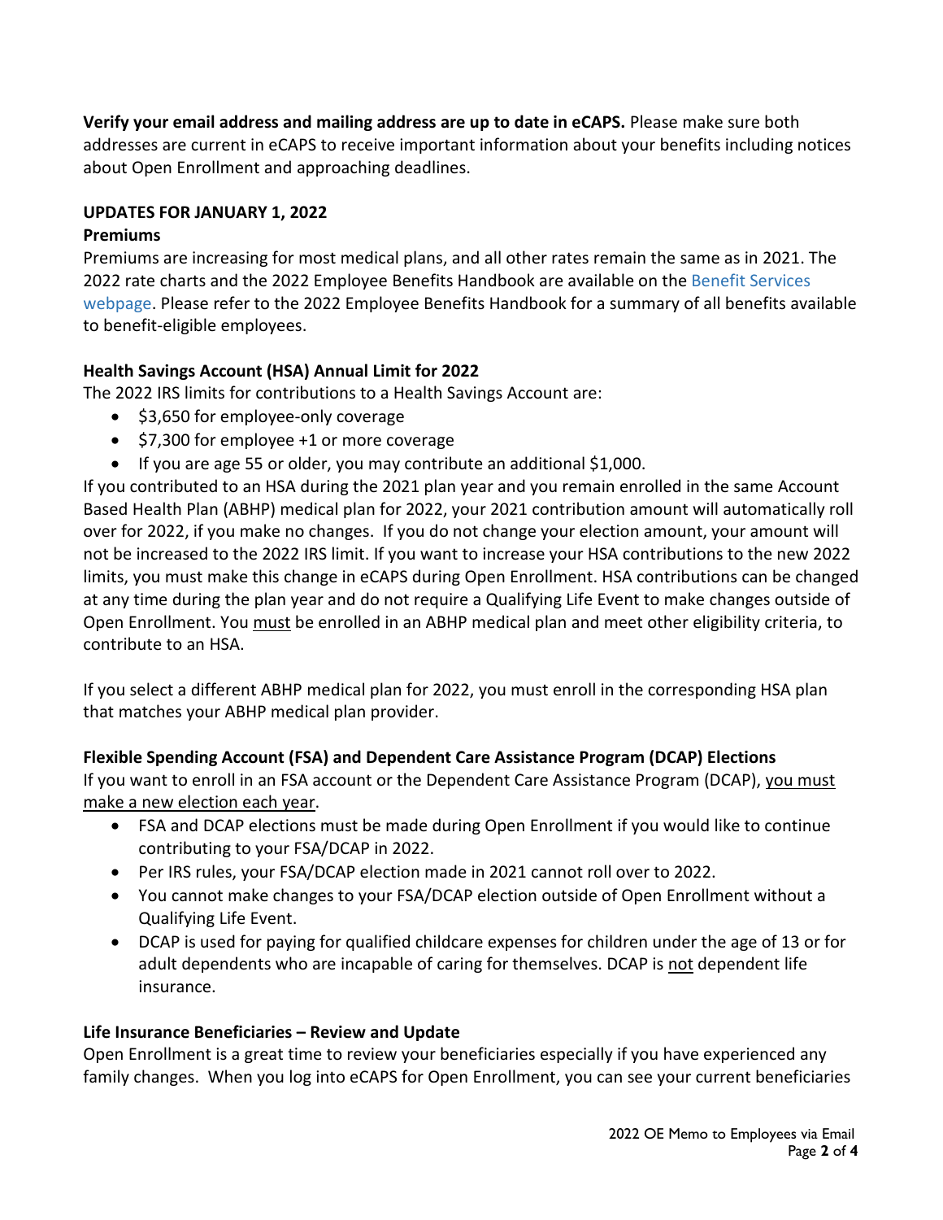**Verify your email address and mailing address are up to date in eCAPS.** Please make sure both addresses are current in eCAPS to receive important information about your benefits including notices about Open Enrollment and approaching deadlines.

**UPDATES FOR JANUARY 1, 2022**

**Premiums**

Premiums are increasing for most medical plans, and all other rates remain the same as in 2021. The 2022 rate charts and the 2022 Employee Benefits Handbook are available on the Benefit Services webpage. Please refer to the 2022 Employee Benefits Handbook for a summary of all benefits available to benefit-eligible employees.

**Health Savings Account (HSA) Annual Limit for 2022**

The 2022 IRS limits for contributions to a Health Savings Account are:

- $3,650 for employee-only coverage
- $7,300 for employee +1 or more coverage
- If you are age 55 or older, you may contribute an additional $1,000.

If you contributed to an HSA during the 2021 plan year and you remain enrolled in the same Account Based Health Plan (ABHP) medical plan for 2022, your 2021 contribution amount will automatically roll over for 2022, if you make no changes. If you do not change your election amount, your amount will not be increased to the 2022 IRS limit. If you want to increase your HSA contributions to the new 2022 limits, you must make this change in eCAPS during Open Enrollment. HSA contributions can be changed at any time during the plan year and do not require a Qualifying Life Event to make changes outside of Open Enrollment. You <u>must</u> be enrolled in an ABHP medical plan and meet other eligibility criteria, to contribute to an HSA.

If you select a different ABHP medical plan for 2022, you must enroll in the corresponding HSA plan that matches your ABHP medical plan provider.

**Flexible Spending Account (FSA) and Dependent Care Assistance Program (DCAP) Elections**

If you want to enroll in an FSA account or the Dependent Care Assistance Program (DCAP), <u>you must make a new election each year</u>.

- FSA and DCAP elections must be made during Open Enrollment if you would like to continue contributing to your FSA/DCAP in 2022.
- Per IRS rules, your FSA/DCAP election made in 2021 cannot roll over to 2022.
- You cannot make changes to your FSA/DCAP election outside of Open Enrollment without a Qualifying Life Event.
- DCAP is used for paying for qualified childcare expenses for children under the age of 13 or for adult dependents who are incapable of caring for themselves. DCAP is <u>not</u> dependent life insurance.

**Life Insurance Beneficiaries – Review and Update**

Open Enrollment is a great time to review your beneficiaries especially if you have experienced any family changes. When you log into eCAPS for Open Enrollment, you can see your current beneficiaries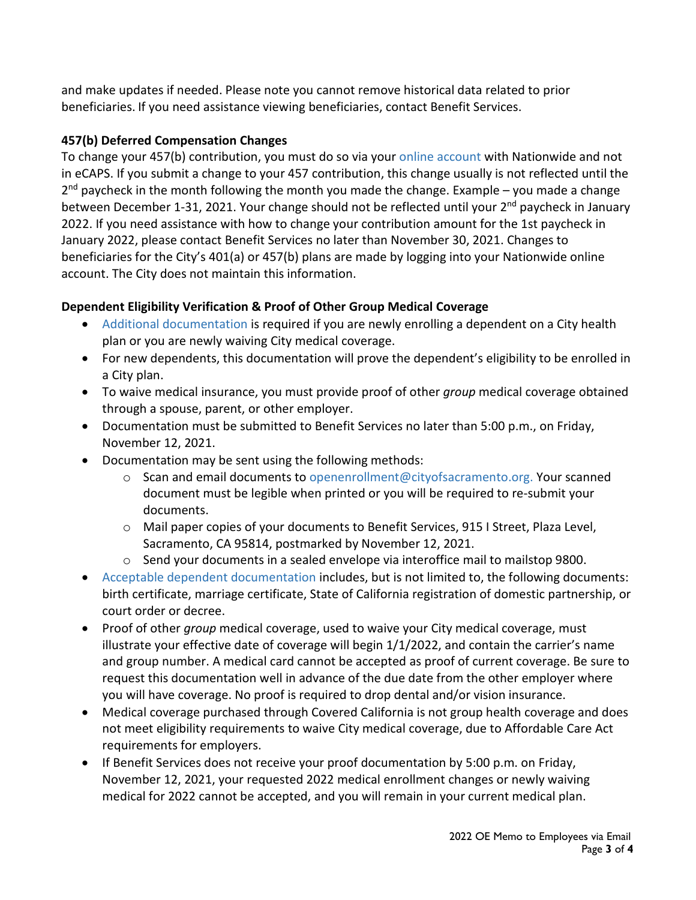and make updates if needed. Please note you cannot remove historical data related to prior beneficiaries. If you need assistance viewing beneficiaries, contact Benefit Services.

**457(b) Deferred Compensation Changes**

To change your 457(b) contribution, you must do so via your online account with Nationwide and not in eCAPS. If you submit a change to your 457 contribution, this change usually is not reflected until the 2nd paycheck in the month following the month you made the change. Example – you made a change between December 1-31, 2021. Your change should not be reflected until your 2nd paycheck in January 2022. If you need assistance with how to change your contribution amount for the 1st paycheck in January 2022, please contact Benefit Services no later than November 30, 2021. Changes to beneficiaries for the City's 401(a) or 457(b) plans are made by logging into your Nationwide online account. The City does not maintain this information.

**Dependent Eligibility Verification & Proof of Other Group Medical Coverage**

- Additional documentation is required if you are newly enrolling a dependent on a City health plan or you are newly waiving City medical coverage.
- For new dependents, this documentation will prove the dependent's eligibility to be enrolled in a City plan.
- To waive medical insurance, you must provide proof of other *group* medical coverage obtained through a spouse, parent, or other employer.
- Documentation must be submitted to Benefit Services no later than 5:00 p.m., on Friday, November 12, 2021.
- Documentation may be sent using the following methods:
  - Scan and email documents to openenrollment@cityofsacramento.org. Your scanned document must be legible when printed or you will be required to re-submit your documents.
  - Mail paper copies of your documents to Benefit Services, 915 I Street, Plaza Level, Sacramento, CA 95814, postmarked by November 12, 2021.
  - Send your documents in a sealed envelope via interoffice mail to mailstop 9800.
- Acceptable dependent documentation includes, but is not limited to, the following documents: birth certificate, marriage certificate, State of California registration of domestic partnership, or court order or decree.
- Proof of other *group* medical coverage, used to waive your City medical coverage, must illustrate your effective date of coverage will begin 1/1/2022, and contain the carrier's name and group number. A medical card cannot be accepted as proof of current coverage. Be sure to request this documentation well in advance of the due date from the other employer where you will have coverage. No proof is required to drop dental and/or vision insurance.
- Medical coverage purchased through Covered California is not group health coverage and does not meet eligibility requirements to waive City medical coverage, due to Affordable Care Act requirements for employers.
- If Benefit Services does not receive your proof documentation by 5:00 p.m. on Friday, November 12, 2021, your requested 2022 medical enrollment changes or newly waiving medical for 2022 cannot be accepted, and you will remain in your current medical plan.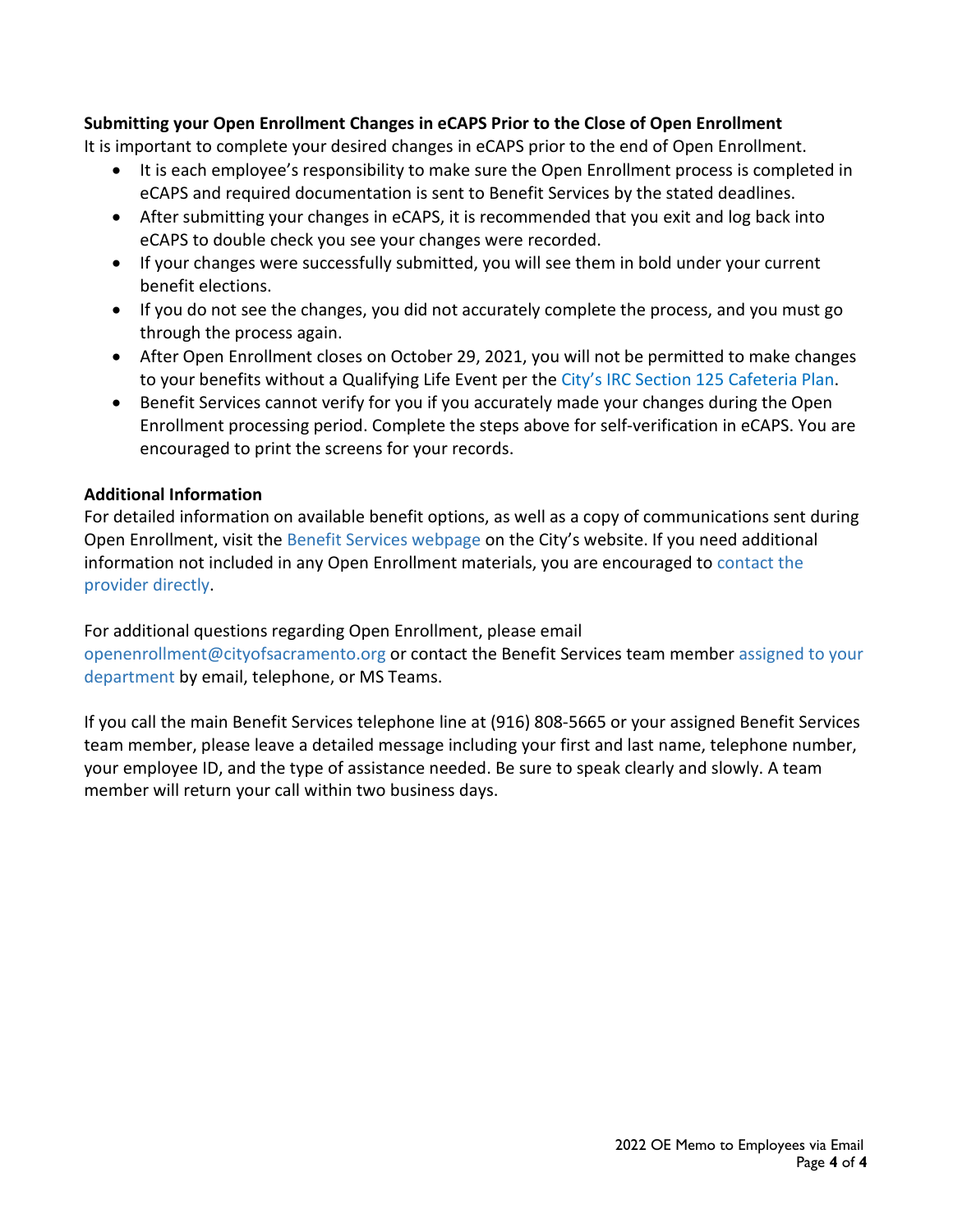**Submitting your Open Enrollment Changes in eCAPS Prior to the Close of Open Enrollment**

It is important to complete your desired changes in eCAPS prior to the end of Open Enrollment.

- It is each employee's responsibility to make sure the Open Enrollment process is completed in eCAPS and required documentation is sent to Benefit Services by the stated deadlines.
- After submitting your changes in eCAPS, it is recommended that you exit and log back into eCAPS to double check you see your changes were recorded.
- If your changes were successfully submitted, you will see them in bold under your current benefit elections.
- If you do not see the changes, you did not accurately complete the process, and you must go through the process again.
- After Open Enrollment closes on October 29, 2021, you will not be permitted to make changes to your benefits without a Qualifying Life Event per the City's IRC Section 125 Cafeteria Plan.
- Benefit Services cannot verify for you if you accurately made your changes during the Open Enrollment processing period. Complete the steps above for self-verification in eCAPS. You are encouraged to print the screens for your records.

**Additional Information**

For detailed information on available benefit options, as well as a copy of communications sent during Open Enrollment, visit the Benefit Services webpage on the City's website. If you need additional information not included in any Open Enrollment materials, you are encouraged to contact the provider directly.

For additional questions regarding Open Enrollment, please email openenrollment@cityofsacramento.org or contact the Benefit Services team member assigned to your department by email, telephone, or MS Teams.

If you call the main Benefit Services telephone line at (916) 808-5665 or your assigned Benefit Services team member, please leave a detailed message including your first and last name, telephone number, your employee ID, and the type of assistance needed. Be sure to speak clearly and slowly. A team member will return your call within two business days.